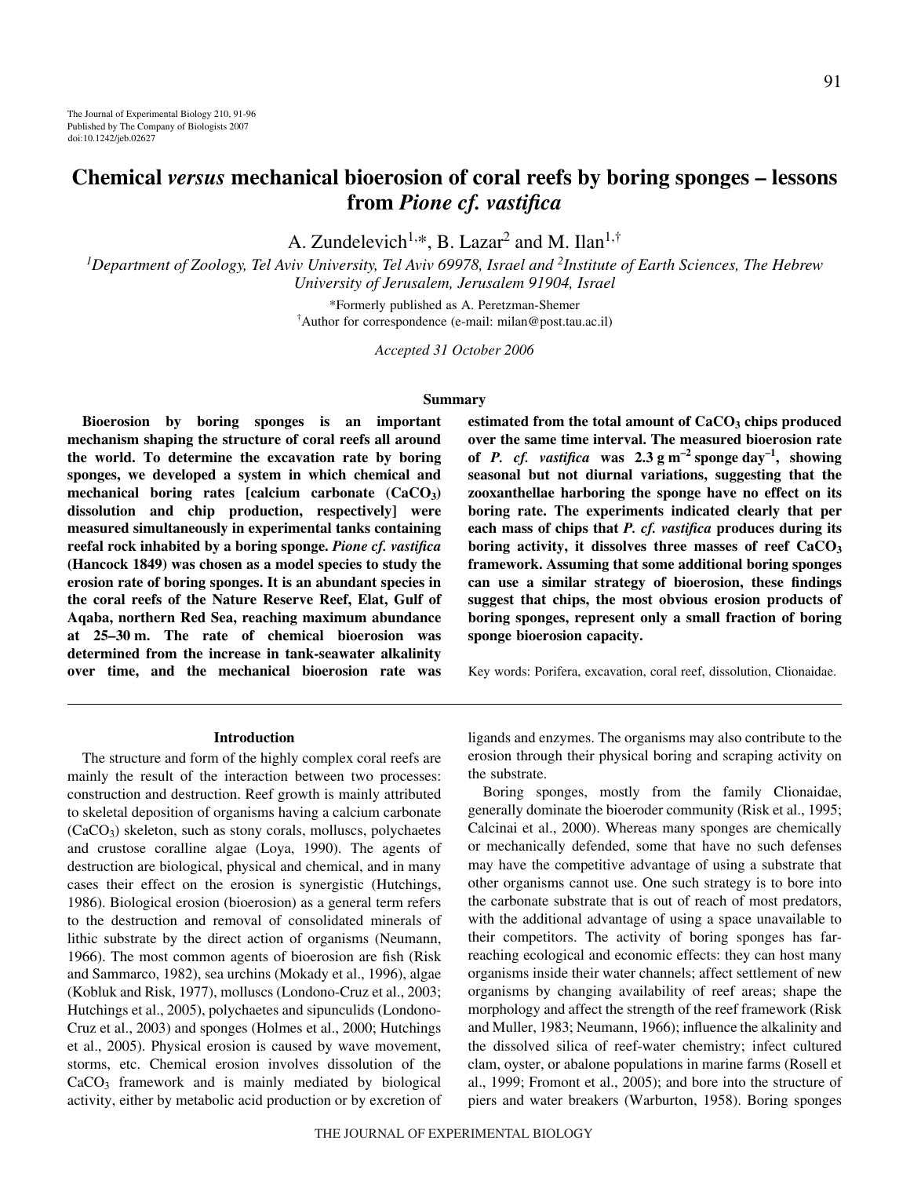# Chemical *versus* mechanical bioerosion of coral reefs by boring sponges – lessons from *Pione cf. vastifica*

A. Zundelevich[1,*], B. Lazar[2] and M. Ilan[1,†]

[1]Department of Zoology, Tel Aviv University, Tel Aviv 69978, Israel and [2]Institute of Earth Sciences, The Hebrew University of Jerusalem, Jerusalem 91904, Israel

*Formerly published as A. Peretzman-Shemer

†Author for correspondence (e-mail: milan@post.tau.ac.il)

*Accepted 31 October 2006*

## Summary

**Bioerosion by boring sponges is an important mechanism shaping the structure of coral reefs all around the world. To determine the excavation rate by boring sponges, we developed a system in which chemical and mechanical boring rates [calcium carbonate ($CaCO_3$) dissolution and chip production, respectively] were measured simultaneously in experimental tanks containing reefal rock inhabited by a boring sponge. *Pione cf. vastifica* (Hancock 1849) was chosen as a model species to study the erosion rate of boring sponges. It is an abundant species in the coral reefs of the Nature Reserve Reef, Elat, Gulf of Aqaba, northern Red Sea, reaching maximum abundance at 25–30 m. The rate of chemical bioerosion was determined from the increase in tank-seawater alkalinity over time, and the mechanical bioerosion rate was estimated from the total amount of $CaCO_3$ chips produced over the same time interval. The measured bioerosion rate of *P. cf. vastifica* was 2.3 g $m^{-2}$ sponge $day^{-1}$, showing seasonal but not diurnal variations, suggesting that the zooxanthellae harboring the sponge have no effect on its boring rate. The experiments indicated clearly that per each mass of chips that *P. cf. vastifica* produces during its boring activity, it dissolves three masses of reef $CaCO_3$ framework. Assuming that some additional boring sponges can use a similar strategy of bioerosion, these findings suggest that chips, the most obvious erosion products of boring sponges, represent only a small fraction of boring sponge bioerosion capacity.**

Key words: Porifera, excavation, coral reef, dissolution, Clionaidae.

## Introduction

The structure and form of the highly complex coral reefs are mainly the result of the interaction between two processes: construction and destruction. Reef growth is mainly attributed to skeletal deposition of organisms having a calcium carbonate ($CaCO_3$) skeleton, such as stony corals, molluscs, polychaetes and crustose coralline algae (Loya, 1990). The agents of destruction are biological, physical and chemical, and in many cases their effect on the erosion is synergistic (Hutchings, 1986). Biological erosion (bioerosion) as a general term refers to the destruction and removal of consolidated minerals of lithic substrate by the direct action of organisms (Neumann, 1966). The most common agents of bioerosion are fish (Risk and Sammarco, 1982), sea urchins (Mokady et al., 1996), algae (Kobluk and Risk, 1977), molluscs (Londono-Cruz et al., 2003; Hutchings et al., 2005), polychaetes and sipunculids (Londono-Cruz et al., 2003) and sponges (Holmes et al., 2000; Hutchings et al., 2005). Physical erosion is caused by wave movement, storms, etc. Chemical erosion involves dissolution of the $CaCO_3$ framework and is mainly mediated by biological activity, either by metabolic acid production or by excretion of ligands and enzymes. The organisms may also contribute to the erosion through their physical boring and scraping activity on the substrate.

Boring sponges, mostly from the family Clionaidae, generally dominate the bioeroder community (Risk et al., 1995; Calcinai et al., 2000). Whereas many sponges are chemically or mechanically defended, some that have no such defenses may have the competitive advantage of using a substrate that other organisms cannot use. One such strategy is to bore into the carbonate substrate that is out of reach of most predators, with the additional advantage of using a space unavailable to their competitors. The activity of boring sponges has far-reaching ecological and economic effects: they can host many organisms inside their water channels; affect settlement of new organisms by changing availability of reef areas; shape the morphology and affect the strength of the reef framework (Risk and Muller, 1983; Neumann, 1966); influence the alkalinity and the dissolved silica of reef-water chemistry; infect cultured clam, oyster, or abalone populations in marine farms (Rosell et al., 1999; Fromont et al., 2005); and bore into the structure of piers and water breakers (Warburton, 1958). Boring sponges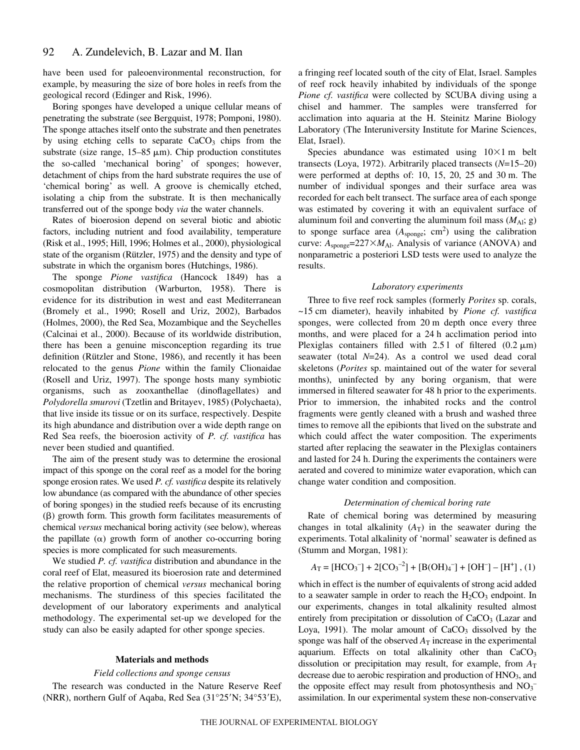have been used for paleoenvironmental reconstruction, for example, by measuring the size of bore holes in reefs from the geological record (Edinger and Risk, 1996).

Boring sponges have developed a unique cellular means of penetrating the substrate (see Bergquist, 1978; Pomponi, 1980). The sponge attaches itself onto the substrate and then penetrates by using etching cells to separate $CaCO_3$ chips from the substrate (size range, 15–85 μm). Chip production constitutes the so-called 'mechanical boring' of sponges; however, detachment of chips from the hard substrate requires the use of 'chemical boring' as well. A groove is chemically etched, isolating a chip from the substrate. It is then mechanically transferred out of the sponge body *via* the water channels.

Rates of bioerosion depend on several biotic and abiotic factors, including nutrient and food availability, temperature (Risk et al., 1995; Hill, 1996; Holmes et al., 2000), physiological state of the organism (Rützler, 1975) and the density and type of substrate in which the organism bores (Hutchings, 1986).

The sponge *Pione vastifica* (Hancock 1849) has a cosmopolitan distribution (Warburton, 1958). There is evidence for its distribution in west and east Mediterranean (Bromely et al., 1990; Rosell and Uriz, 2002), Barbados (Holmes, 2000), the Red Sea, Mozambique and the Seychelles (Calcinai et al., 2000). Because of its worldwide distribution, there has been a genuine misconception regarding its true definition (Rützler and Stone, 1986), and recently it has been relocated to the genus *Pione* within the family Clionaidae (Rosell and Uriz, 1997). The sponge hosts many symbiotic organisms, such as zooxanthellae (dinoflagellates) and *Polydorella smurovi* (Tzetlin and Britayev, 1985) (Polychaeta), that live inside its tissue or on its surface, respectively. Despite its high abundance and distribution over a wide depth range on Red Sea reefs, the bioerosion activity of *P. cf. vastifica* has never been studied and quantified.

The aim of the present study was to determine the erosional impact of this sponge on the coral reef as a model for the boring sponge erosion rates. We used *P. cf. vastifica* despite its relatively low abundance (as compared with the abundance of other species of boring sponges) in the studied reefs because of its encrusting (β) growth form. This growth form facilitates measurements of chemical *versus* mechanical boring activity (see below), whereas the papillate (α) growth form of another co-occurring boring species is more complicated for such measurements.

We studied *P. cf. vastifica* distribution and abundance in the coral reef of Elat, measured its bioerosion rate and determined the relative proportion of chemical *versus* mechanical boring mechanisms. The sturdiness of this species facilitated the development of our laboratory experiments and analytical methodology. The experimental set-up we developed for the study can also be easily adapted for other sponge species.

## Materials and methods

### *Field collections and sponge census*

The research was conducted in the Nature Reserve Reef (NRR), northern Gulf of Aqaba, Red Sea (31°25′N; 34°53′E), a fringing reef located south of the city of Elat, Israel. Samples of reef rock heavily inhabited by individuals of the sponge *Pione cf. vastifica* were collected by SCUBA diving using a chisel and hammer. The samples were transferred for acclimation into aquaria at the H. Steinitz Marine Biology Laboratory (The Interuniversity Institute for Marine Sciences, Elat, Israel).

Species abundance was estimated using 10×1 m belt transects (Loya, 1972). Arbitrarily placed transects ($N$=15–20) were performed at depths of: 10, 15, 20, 25 and 30 m. The number of individual sponges and their surface area was recorded for each belt transect. The surface area of each sponge was estimated by covering it with an equivalent surface of aluminum foil and converting the aluminum foil mass ($M_{Al}$; g) to sponge surface area ($A_{sponge}$; $cm^2$) using the calibration curve: $A_{sponge}=227\times M_{Al}$. Analysis of variance (ANOVA) and nonparametric a posteriori LSD tests were used to analyze the results.

### *Laboratory experiments*

Three to five reef rock samples (formerly *Porites* sp. corals, ~15 cm diameter), heavily inhabited by *Pione cf. vastifica* sponges, were collected from 20 m depth once every three months, and were placed for a 24 h acclimation period into Plexiglas containers filled with 2.5 l of filtered (0.2 μm) seawater (total $N$=24). As a control we used dead coral skeletons (*Porites* sp. maintained out of the water for several months), uninfected by any boring organism, that were immersed in filtered seawater for 48 h prior to the experiments. Prior to immersion, the inhabited rocks and the control fragments were gently cleaned with a brush and washed three times to remove all the epibionts that lived on the substrate and which could affect the water composition. The experiments started after replacing the seawater in the Plexiglas containers and lasted for 24 h. During the experiments the containers were aerated and covered to minimize water evaporation, which can change water condition and composition.

### *Determination of chemical boring rate*

Rate of chemical boring was determined by measuring changes in total alkalinity ($A_T$) in the seawater during the experiments. Total alkalinity of 'normal' seawater is defined as (Stumm and Morgan, 1981):

$$A_T = [HCO_3^-] + 2[CO_3^{-2}] + [B(OH)_4^-] + [OH^-] - [H^+]\ , (1)$$

which in effect is the number of equivalents of strong acid added to a seawater sample in order to reach the $H_2CO_3$ endpoint. In our experiments, changes in total alkalinity resulted almost entirely from precipitation or dissolution of $CaCO_3$ (Lazar and Loya, 1991). The molar amount of $CaCO_3$ dissolved by the sponge was half of the observed $A_T$ increase in the experimental aquarium. Effects on total alkalinity other than $CaCO_3$ dissolution or precipitation may result, for example, from $A_T$ decrease due to aerobic respiration and production of $HNO_3$, and the opposite effect may result from photosynthesis and $NO_3^-$ assimilation. In our experimental system these non-conservative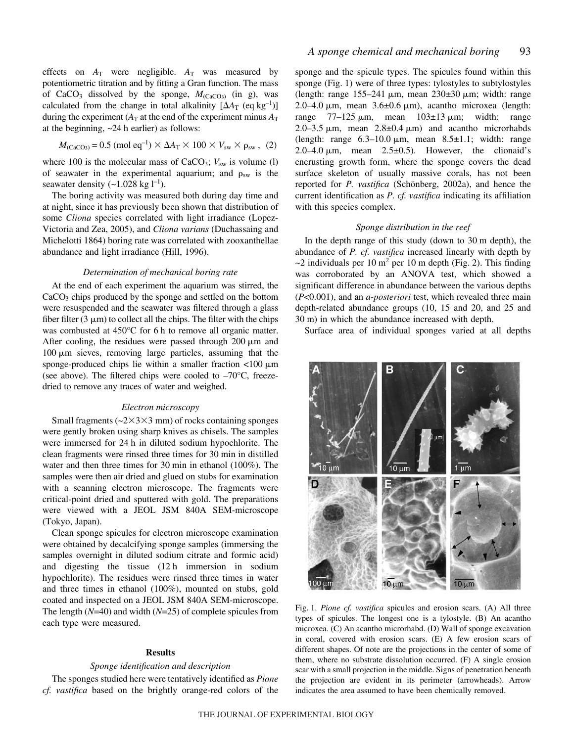effects on $A_T$ were negligible. $A_T$ was measured by potentiometric titration and by fitting a Gran function. The mass of $CaCO_3$ dissolved by the sponge, $M_{(CaCO_3)}$ (in g), was calculated from the change in total alkalinity [$\Delta A_T$ (eq kg$^{-1}$)] during the experiment ($A_T$ at the end of the experiment minus $A_T$ at the beginning, ~24 h earlier) as follows:

$$M_{(CaCO_3)} = 0.5 \text{ (mol eq}^{-1}) \times \Delta A_T \times 100 \times V_{sw} \times \rho_{sw}\,, \quad (2)$$

where 100 is the molecular mass of $CaCO_3$; $V_{sw}$ is volume (l) of seawater in the experimental aquarium; and $\rho_{sw}$ is the seawater density (~1.028 kg l$^{-1}$).

The boring activity was measured both during day time and at night, since it has previously been shown that distribution of some *Cliona* species correlated with light irradiance (Lopez-Victoria and Zea, 2005), and *Cliona varians* (Duchassaing and Michelotti 1864) boring rate was correlated with zooxanthellae abundance and light irradiance (Hill, 1996).

### *Determination of mechanical boring rate*

At the end of each experiment the aquarium was stirred, the $CaCO_3$ chips produced by the sponge and settled on the bottom were resuspended and the seawater was filtered through a glass fiber filter (3 μm) to collect all the chips. The filter with the chips was combusted at 450°C for 6 h to remove all organic matter. After cooling, the residues were passed through 200 μm and 100 μm sieves, removing large particles, assuming that the sponge-produced chips lie within a smaller fraction <100 μm (see above). The filtered chips were cooled to –70°C, freeze-dried to remove any traces of water and weighed.

### *Electron microscopy*

Small fragments (~2×3×3 mm) of rocks containing sponges were gently broken using sharp knives as chisels. The samples were immersed for 24 h in diluted sodium hypochlorite. The clean fragments were rinsed three times for 30 min in distilled water and then three times for 30 min in ethanol (100%). The samples were then air dried and glued on stubs for examination with a scanning electron microscope. The fragments were critical-point dried and sputtered with gold. The preparations were viewed with a JEOL JSM 840A SEM-microscope (Tokyo, Japan).

Clean sponge spicules for electron microscope examination were obtained by decalcifying sponge samples (immersing the samples overnight in diluted sodium citrate and formic acid) and digesting the tissue (12 h immersion in sodium hypochlorite). The residues were rinsed three times in water and three times in ethanol (100%), mounted on stubs, gold coated and inspected on a JEOL JSM 840A SEM-microscope. The length ($N$=40) and width ($N$=25) of complete spicules from each type were measured.

## Results

### *Sponge identification and description*

The sponges studied here were tentatively identified as *Pione cf. vastifica* based on the brightly orange-red colors of the sponge and the spicule types. The spicules found within this sponge (Fig. 1) were of three types: tylostyles to subtylostyles (length: range 155–241 μm, mean 230±30 μm; width: range 2.0–4.0 μm, mean 3.6±0.6 μm), acantho microxea (length: range 77–125 μm, mean 103±13 μm; width: range 2.0–3.5 μm, mean 2.8±0.4 μm) and acantho microrhabds (length: range 6.3–10.0 μm, mean 8.5±1.1; width: range 2.0–4.0 μm, mean 2.5±0.5). However, the clionaid's encrusting growth form, where the sponge covers the dead surface skeleton of usually massive corals, has not been reported for *P. vastifica* (Schönberg, 2002a), and hence the current identification as *P. cf. vastifica* indicating its affiliation with this species complex.

### *Sponge distribution in the reef*

In the depth range of this study (down to 30 m depth), the abundance of *P. cf. vastifica* increased linearly with depth by ~2 individuals per 10 m$^2$ per 10 m depth (Fig. 2). This finding was corroborated by an ANOVA test, which showed a significant difference in abundance between the various depths ($P$<0.001), and an *a-posteriori* test, which revealed three main depth-related abundance groups (10, 15 and 20, and 25 and 30 m) in which the abundance increased with depth.

Surface area of individual sponges varied at all depths

Fig. 1. *Pione cf. vastifica* spicules and erosion scars. (A) All three types of spicules. The longest one is a tylostyle. (B) An acantho microxea. (C) An acantho microrhabd. (D) Wall of sponge excavation in coral, covered with erosion scars. (E) A few erosion scars of different shapes. Of note are the projections in the center of some of them, where no substrate dissolution occurred. (F) A single erosion scar with a small projection in the middle. Signs of penetration beneath the projection are evident in its perimeter (arrowheads). Arrow indicates the area assumed to have been chemically removed.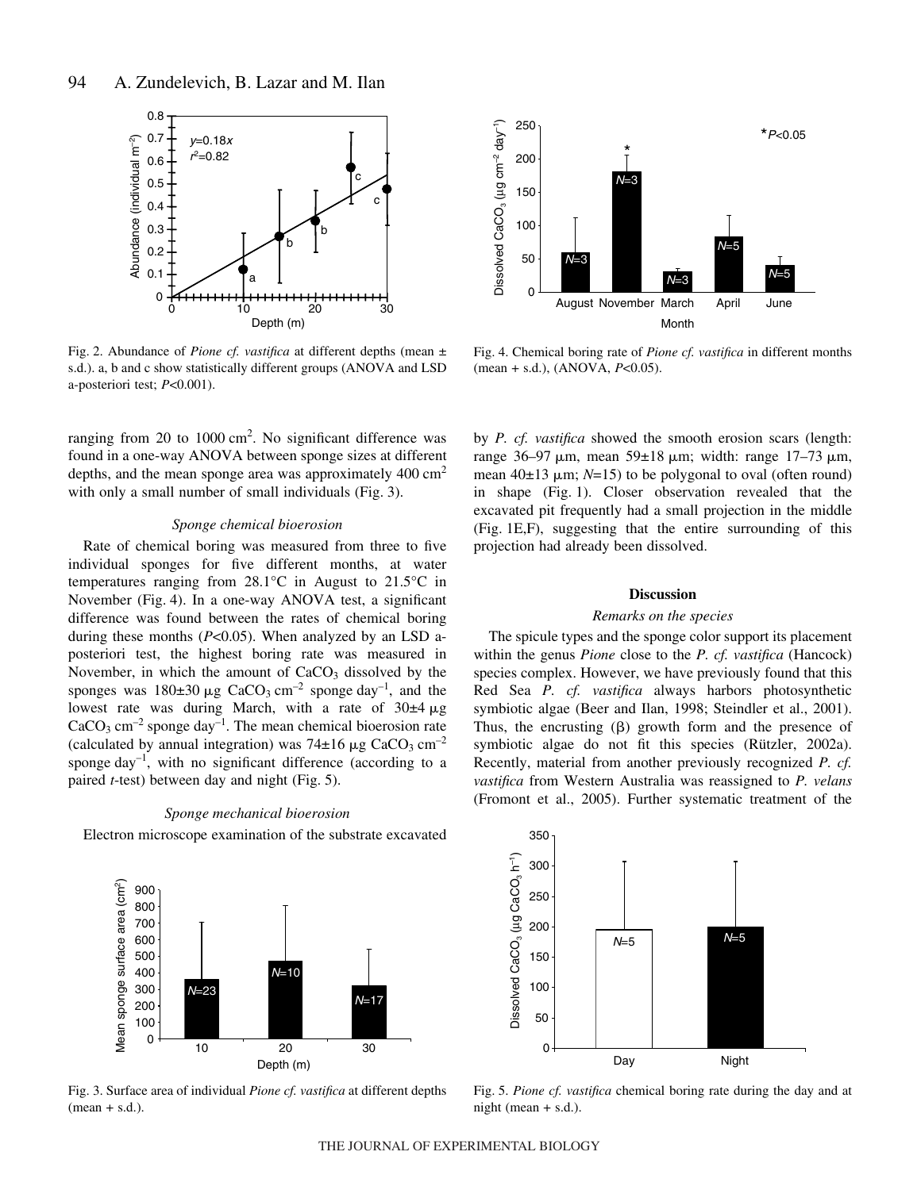Fig. 2. Abundance of *Pione cf. vastifica* at different depths (mean ± s.d.). a, b and c show statistically different groups (ANOVA and LSD a-posteriori test; $P<0.001$).

Fig. 4. Chemical boring rate of *Pione cf. vastifica* in different months (mean + s.d.), (ANOVA, $P<0.05$).

ranging from 20 to 1000 $cm^2$. No significant difference was found in a one-way ANOVA between sponge sizes at different depths, and the mean sponge area was approximately 400 $cm^2$ with only a small number of small individuals (Fig. 3).

### *Sponge chemical bioerosion*

Rate of chemical boring was measured from three to five individual sponges for five different months, at water temperatures ranging from 28.1°C in August to 21.5°C in November (Fig. 4). In a one-way ANOVA test, a significant difference was found between the rates of chemical boring during these months ($P<0.05$). When analyzed by an LSD a-posteriori test, the highest boring rate was measured in November, in which the amount of $CaCO_3$ dissolved by the sponges was $180\pm30$ μg $CaCO_3$ $cm^{-2}$ sponge $day^{-1}$, and the lowest rate was during March, with a rate of $30\pm4$ μg $CaCO_3$ $cm^{-2}$ sponge $day^{-1}$. The mean chemical bioerosion rate (calculated by annual integration) was $74\pm16$ μg $CaCO_3$ $cm^{-2}$ sponge $day^{-1}$, with no significant difference (according to a paired *t*-test) between day and night (Fig. 5).

### *Sponge mechanical bioerosion*

Electron microscope examination of the substrate excavated by *P. cf. vastifica* showed the smooth erosion scars (length: range 36–97 μm, mean $59\pm18$ μm; width: range 17–73 μm, mean $40\pm13$ μm; $N=15$) to be polygonal to oval (often round) in shape (Fig. 1). Closer observation revealed that the excavated pit frequently had a small projection in the middle (Fig. 1E,F), suggesting that the entire surrounding of this projection had already been dissolved.

Fig. 3. Surface area of individual *Pione cf. vastifica* at different depths (mean + s.d.).

## Discussion

### *Remarks on the species*

The spicule types and the sponge color support its placement within the genus *Pione* close to the *P. cf. vastifica* (Hancock) species complex. However, we have previously found that this Red Sea *P. cf. vastifica* always harbors photosynthetic symbiotic algae (Beer and Ilan, 1998; Steindler et al., 2001). Thus, the encrusting (β) growth form and the presence of symbiotic algae do not fit this species (Rützler, 2002a). Recently, material from another previously recognized *P. cf. vastifica* from Western Australia was reassigned to *P. velans* (Fromont et al., 2005). Further systematic treatment of the

Fig. 5. *Pione cf. vastifica* chemical boring rate during the day and at night (mean + s.d.).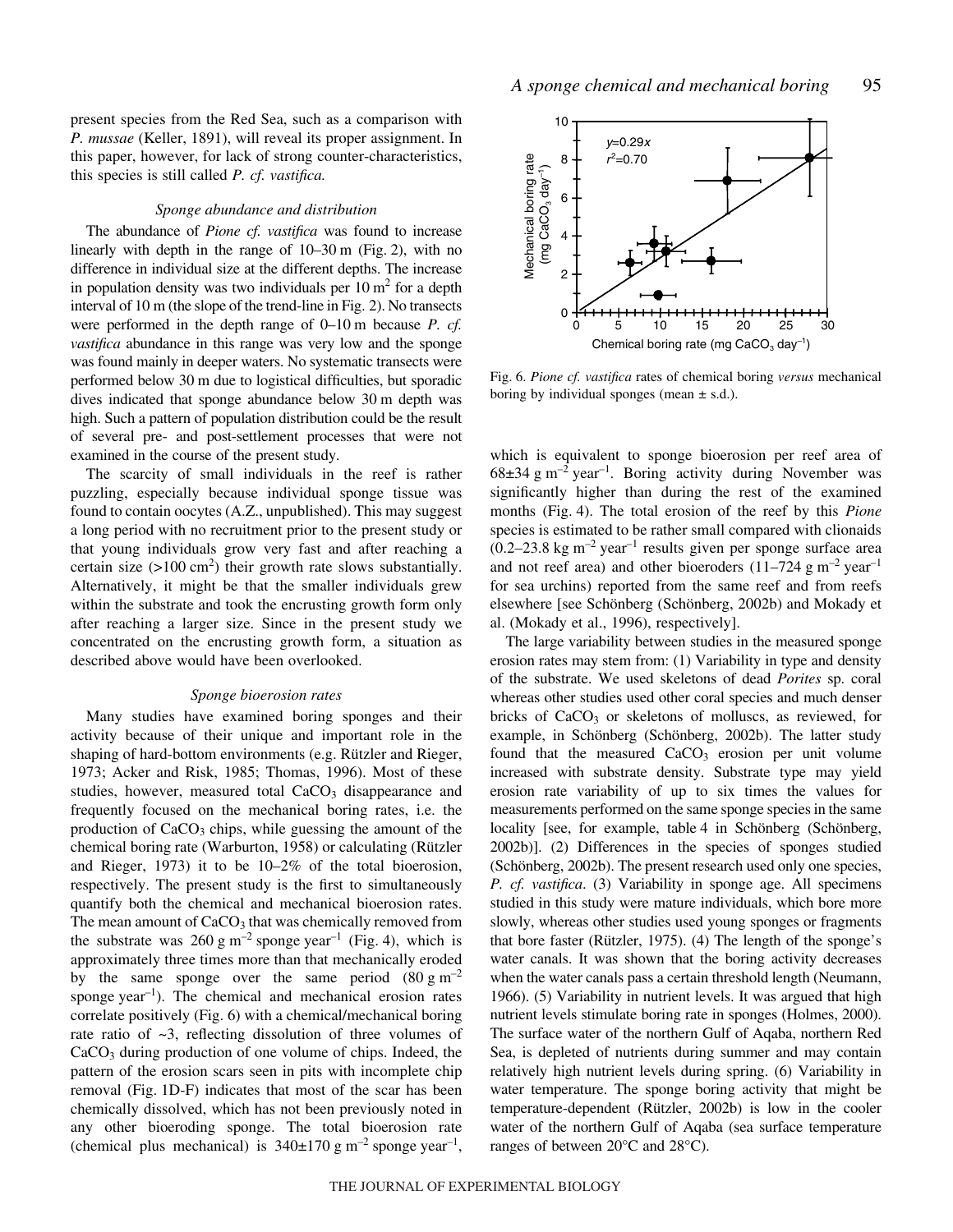present species from the Red Sea, such as a comparison with *P. mussae* (Keller, 1891), will reveal its proper assignment. In this paper, however, for lack of strong counter-characteristics, this species is still called *P. cf. vastifica.*

### *Sponge abundance and distribution*

The abundance of *Pione cf. vastifica* was found to increase linearly with depth in the range of 10–30 m (Fig. 2), with no difference in individual size at the different depths. The increase in population density was two individuals per 10 $m^2$ for a depth interval of 10 m (the slope of the trend-line in Fig. 2). No transects were performed in the depth range of 0–10 m because *P. cf. vastifica* abundance in this range was very low and the sponge was found mainly in deeper waters. No systematic transects were performed below 30 m due to logistical difficulties, but sporadic dives indicated that sponge abundance below 30 m depth was high. Such a pattern of population distribution could be the result of several pre- and post-settlement processes that were not examined in the course of the present study.

The scarcity of small individuals in the reef is rather puzzling, especially because individual sponge tissue was found to contain oocytes (A.Z., unpublished). This may suggest a long period with no recruitment prior to the present study or that young individuals grow very fast and after reaching a certain size (>100 $cm^2$) their growth rate slows substantially. Alternatively, it might be that the smaller individuals grew within the substrate and took the encrusting growth form only after reaching a larger size. Since in the present study we concentrated on the encrusting growth form, a situation as described above would have been overlooked.

### *Sponge bioerosion rates*

Many studies have examined boring sponges and their activity because of their unique and important role in the shaping of hard-bottom environments (e.g. Rützler and Rieger, 1973; Acker and Risk, 1985; Thomas, 1996). Most of these studies, however, measured total $CaCO_3$ disappearance and frequently focused on the mechanical boring rates, i.e. the production of $CaCO_3$ chips, while guessing the amount of the chemical boring rate (Warburton, 1958) or calculating (Rützler and Rieger, 1973) it to be 10–2% of the total bioerosion, respectively. The present study is the first to simultaneously quantify both the chemical and mechanical bioerosion rates. The mean amount of $CaCO_3$ that was chemically removed from the substrate was 260 g $m^{-2}$ sponge $year^{-1}$ (Fig. 4), which is approximately three times more than that mechanically eroded by the same sponge over the same period (80 g $m^{-2}$ sponge $year^{-1}$). The chemical and mechanical erosion rates correlate positively (Fig. 6) with a chemical/mechanical boring rate ratio of ~3, reflecting dissolution of three volumes of $CaCO_3$ during production of one volume of chips. Indeed, the pattern of the erosion scars seen in pits with incomplete chip removal (Fig. 1D-F) indicates that most of the scar has been chemically dissolved, which has not been previously noted in any other bioeroding sponge. The total bioerosion rate (chemical plus mechanical) is 340±170 g $m^{-2}$ sponge $year^{-1}$, which is equivalent to sponge bioerosion per reef area of 68±34 g $m^{-2}$ $year^{-1}$. Boring activity during November was significantly higher than during the rest of the examined months (Fig. 4). The total erosion of the reef by this *Pione* species is estimated to be rather small compared with clionaids (0.2–23.8 kg $m^{-2}$ $year^{-1}$ results given per sponge surface area and not reef area) and other bioeroders (11–724 g $m^{-2}$ $year^{-1}$ for sea urchins) reported from the same reef and from reefs elsewhere [see Schönberg (Schönberg, 2002b) and Mokady et al. (Mokady et al., 1996), respectively].

The large variability between studies in the measured sponge erosion rates may stem from: (1) Variability in type and density of the substrate. We used skeletons of dead *Porites* sp. coral whereas other studies used other coral species and much denser bricks of $CaCO_3$ or skeletons of molluscs, as reviewed, for example, in Schönberg (Schönberg, 2002b). The latter study found that the measured $CaCO_3$ erosion per unit volume increased with substrate density. Substrate type may yield erosion rate variability of up to six times the values for measurements performed on the same sponge species in the same locality [see, for example, table 4 in Schönberg (Schönberg, 2002b)]. (2) Differences in the species of sponges studied (Schönberg, 2002b). The present research used only one species, *P. cf. vastifica*. (3) Variability in sponge age. All specimens studied in this study were mature individuals, which bore more slowly, whereas other studies used young sponges or fragments that bore faster (Rützler, 1975). (4) The length of the sponge's water canals. It was shown that the boring activity decreases when the water canals pass a certain threshold length (Neumann, 1966). (5) Variability in nutrient levels. It was argued that high nutrient levels stimulate boring rate in sponges (Holmes, 2000). The surface water of the northern Gulf of Aqaba, northern Red Sea, is depleted of nutrients during summer and may contain relatively high nutrient levels during spring. (6) Variability in water temperature. The sponge boring activity that might be temperature-dependent (Rützler, 2002b) is low in the cooler water of the northern Gulf of Aqaba (sea surface temperature ranges of between 20°C and 28°C).

Fig. 6. *Pione cf. vastifica* rates of chemical boring *versus* mechanical boring by individual sponges (mean ± s.d.).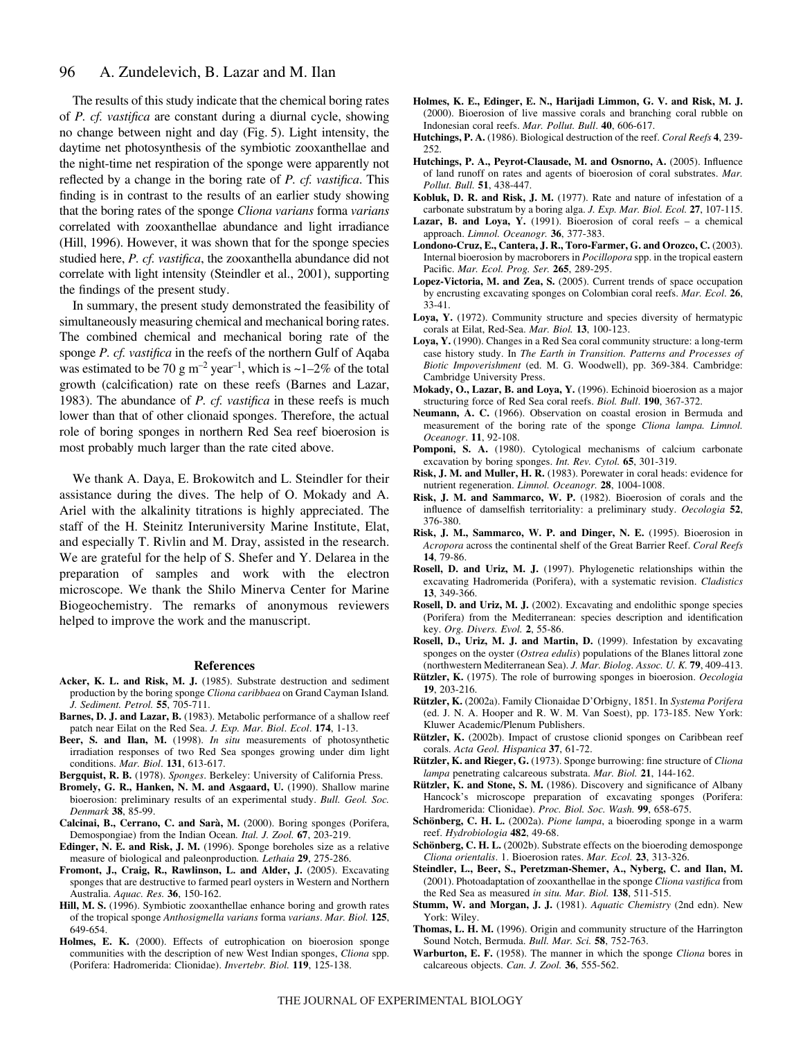The results of this study indicate that the chemical boring rates of *P. cf. vastifica* are constant during a diurnal cycle, showing no change between night and day (Fig. 5). Light intensity, the daytime net photosynthesis of the symbiotic zooxanthellae and the night-time net respiration of the sponge were apparently not reflected by a change in the boring rate of *P. cf. vastifica*. This finding is in contrast to the results of an earlier study showing that the boring rates of the sponge *Cliona varians* forma *varians* correlated with zooxanthellae abundance and light irradiance (Hill, 1996). However, it was shown that for the sponge species studied here, *P. cf. vastifica*, the zooxanthella abundance did not correlate with light intensity (Steindler et al., 2001), supporting the findings of the present study.

In summary, the present study demonstrated the feasibility of simultaneously measuring chemical and mechanical boring rates. The combined chemical and mechanical boring rate of the sponge *P. cf. vastifica* in the reefs of the northern Gulf of Aqaba was estimated to be 70 g $m^{-2}$ $year^{-1}$, which is ~1–2% of the total growth (calcification) rate on these reefs (Barnes and Lazar, 1983). The abundance of *P. cf. vastifica* in these reefs is much lower than that of other clionaid sponges. Therefore, the actual role of boring sponges in northern Red Sea reef bioerosion is most probably much larger than the rate cited above.

We thank A. Daya, E. Brokowitch and L. Steindler for their assistance during the dives. The help of O. Mokady and A. Ariel with the alkalinity titrations is highly appreciated. The staff of the H. Steinitz Interuniversity Marine Institute, Elat, and especially T. Rivlin and M. Dray, assisted in the research. We are grateful for the help of S. Shefer and Y. Delarea in the preparation of samples and work with the electron microscope. We thank the Shilo Minerva Center for Marine Biogeochemistry. The remarks of anonymous reviewers helped to improve the work and the manuscript.

## References

**Acker, K. L. and Risk, M. J.** (1985). Substrate destruction and sediment production by the boring sponge *Cliona caribbaea* on Grand Cayman Island. *J. Sediment. Petrol.* **55**, 705-711.

**Barnes, D. J. and Lazar, B.** (1983). Metabolic performance of a shallow reef patch near Eilat on the Red Sea. *J. Exp. Mar. Biol. Ecol*. **174**, 1-13.

**Beer, S. and Ilan, M.** (1998). *In situ* measurements of photosynthetic irradiation responses of two Red Sea sponges growing under dim light conditions. *Mar. Biol*. **131**, 613-617.

**Bergquist, R. B.** (1978). *Sponges*. Berkeley: University of California Press.

**Bromely, G. R., Hanken, N. M. and Asgaard, U.** (1990). Shallow marine bioerosion: preliminary results of an experimental study. *Bull. Geol. Soc. Denmark* **38**, 85-99.

**Calcinai, B., Cerrano, C. and Sarà, M.** (2000). Boring sponges (Porifera, Demospongiae) from the Indian Ocean. *Ital. J. Zool.* **67**, 203-219.

**Edinger, N. E. and Risk, J. M.** (1996). Sponge boreholes size as a relative measure of biological and paleonproduction. *Lethaia* **29**, 275-286.

**Fromont, J., Craig, R., Rawlinson, L. and Alder, J.** (2005). Excavating sponges that are destructive to farmed pearl oysters in Western and Northern Australia. *Aquac. Res.* **36**, 150-162.

**Hill, M. S.** (1996). Symbiotic zooxanthellae enhance boring and growth rates of the tropical sponge *Anthosigmella varians* forma *varians*. *Mar. Biol.* **125**, 649-654.

**Holmes, E. K.** (2000). Effects of eutrophication on bioerosion sponge communities with the description of new West Indian sponges, *Cliona* spp. (Porifera: Hadromerida: Clionidae). *Invertebr. Biol.* **119**, 125-138.

**Holmes, K. E., Edinger, E. N., Harijadi Limmon, G. V. and Risk, M. J.** (2000). Bioerosion of live massive corals and branching coral rubble on Indonesian coral reefs. *Mar. Pollut. Bull*. **40**, 606-617.

**Hutchings, P. A.** (1986). Biological destruction of the reef. *Coral Reefs* **4**, 239-252.

**Hutchings, P. A., Peyrot-Clausade, M. and Osnorno, A.** (2005). Influence of land runoff on rates and agents of bioerosion of coral substrates. *Mar. Pollut. Bull.* **51**, 438-447.

**Kobluk, D. R. and Risk, J. M.** (1977). Rate and nature of infestation of a carbonate substratum by a boring alga. *J. Exp. Mar. Biol. Ecol*. **27**, 107-115.

**Lazar, B. and Loya, Y.** (1991). Bioerosion of coral reefs – a chemical approach. *Limnol. Oceanogr.* **36**, 377-383.

**Londono-Cruz, E., Cantera, J. R., Toro-Farmer, G. and Orozco, C.** (2003). Internal bioerosion by macroborers in *Pocillopora* spp. in the tropical eastern Pacific. *Mar. Ecol. Prog. Ser.* **265**, 289-295.

**Lopez-Victoria, M. and Zea, S.** (2005). Current trends of space occupation by encrusting excavating sponges on Colombian coral reefs. *Mar. Ecol*. **26**, 33-41.

**Loya, Y.** (1972). Community structure and species diversity of hermatypic corals at Eilat, Red-Sea. *Mar. Biol.* **13**, 100-123.

**Loya, Y.** (1990). Changes in a Red Sea coral community structure: a long-term case history study. In *The Earth in Transition. Patterns and Processes of Biotic Impoverishment* (ed. M. G. Woodwell), pp. 369-384. Cambridge: Cambridge University Press.

**Mokady, O., Lazar, B. and Loya, Y.** (1996). Echinoid bioerosion as a major structuring force of Red Sea coral reefs. *Biol. Bull*. **190**, 367-372.

**Neumann, A. C.** (1966). Observation on coastal erosion in Bermuda and measurement of the boring rate of the sponge *Cliona lampa. Limnol. Oceanogr*. **11**, 92-108.

**Pomponi, S. A.** (1980). Cytological mechanisms of calcium carbonate excavation by boring sponges. *Int. Rev. Cytol.* **65**, 301-319.

**Risk, J. M. and Muller, H. R.** (1983). Porewater in coral heads: evidence for nutrient regeneration. *Limnol. Oceanogr.* **28**, 1004-1008.

**Risk, J. M. and Sammarco, W. P.** (1982). Bioerosion of corals and the influence of damselfish territoriality: a preliminary study. *Oecologia* **52**, 376-380.

**Risk, J. M., Sammarco, W. P. and Dinger, N. E.** (1995). Bioerosion in *Acropora* across the continental shelf of the Great Barrier Reef. *Coral Reefs* **14**, 79-86.

**Rosell, D. and Uriz, M. J.** (1997). Phylogenetic relationships within the excavating Hadromerida (Porifera), with a systematic revision. *Cladistics* **13**, 349-366.

**Rosell, D. and Uriz, M. J.** (2002). Excavating and endolithic sponge species (Porifera) from the Mediterranean: species description and identification key. *Org. Divers. Evol.* **2**, 55-86.

**Rosell, D., Uriz, M. J. and Martin, D.** (1999). Infestation by excavating sponges on the oyster (*Ostrea edulis*) populations of the Blanes littoral zone (northwestern Mediterranean Sea). *J. Mar. Biolog. Assoc. U. K.* **79**, 409-413.

**Rützler, K.** (1975). The role of burrowing sponges in bioerosion. *Oecologia* **19**, 203-216.

**Rützler, K.** (2002a). Family Clionaidae D'Orbigny, 1851. In *Systema Porifera* (ed. J. N. A. Hooper and R. W. M. Van Soest), pp. 173-185. New York: Kluwer Academic/Plenum Publishers.

**Rützler, K.** (2002b). Impact of crustose clionid sponges on Caribbean reef corals. *Acta Geol. Hispanica* **37**, 61-72.

**Rützler, K. and Rieger, G.** (1973). Sponge burrowing: fine structure of *Cliona lampa* penetrating calcareous substrata. *Mar. Biol.* **21**, 144-162.

**Rützler, K. and Stone, S. M.** (1986). Discovery and significance of Albany Hancock's microscope preparation of excavating sponges (Porifera: Hardromerida: Clionidae). *Proc. Biol. Soc. Wash.* **99**, 658-675.

**Schönberg, C. H. L.** (2002a). *Pione lampa*, a bioeroding sponge in a warm reef. *Hydrobiologia* **482**, 49-68.

**Schönberg, C. H. L.** (2002b). Substrate effects on the bioeroding demosponge *Cliona orientalis*. 1. Bioerosion rates. *Mar. Ecol.* **23**, 313-326.

**Steindler, L., Beer, S., Peretzman-Shemer, A., Nyberg, C. and Ilan, M.** (2001). Photoadaptation of zooxanthellae in the sponge *Cliona vastifica* from the Red Sea as measured *in situ. Mar. Biol.* **138**, 511-515.

**Stumm, W. and Morgan, J. J.** (1981). *Aquatic Chemistry* (2nd edn). New York: Wiley.

**Thomas, L. H. M.** (1996). Origin and community structure of the Harrington Sound Notch, Bermuda. *Bull. Mar. Sci.* **58**, 752-763.

**Warburton, E. F.** (1958). The manner in which the sponge *Cliona* bores in calcareous objects. *Can. J. Zool.* **36**, 555-562.